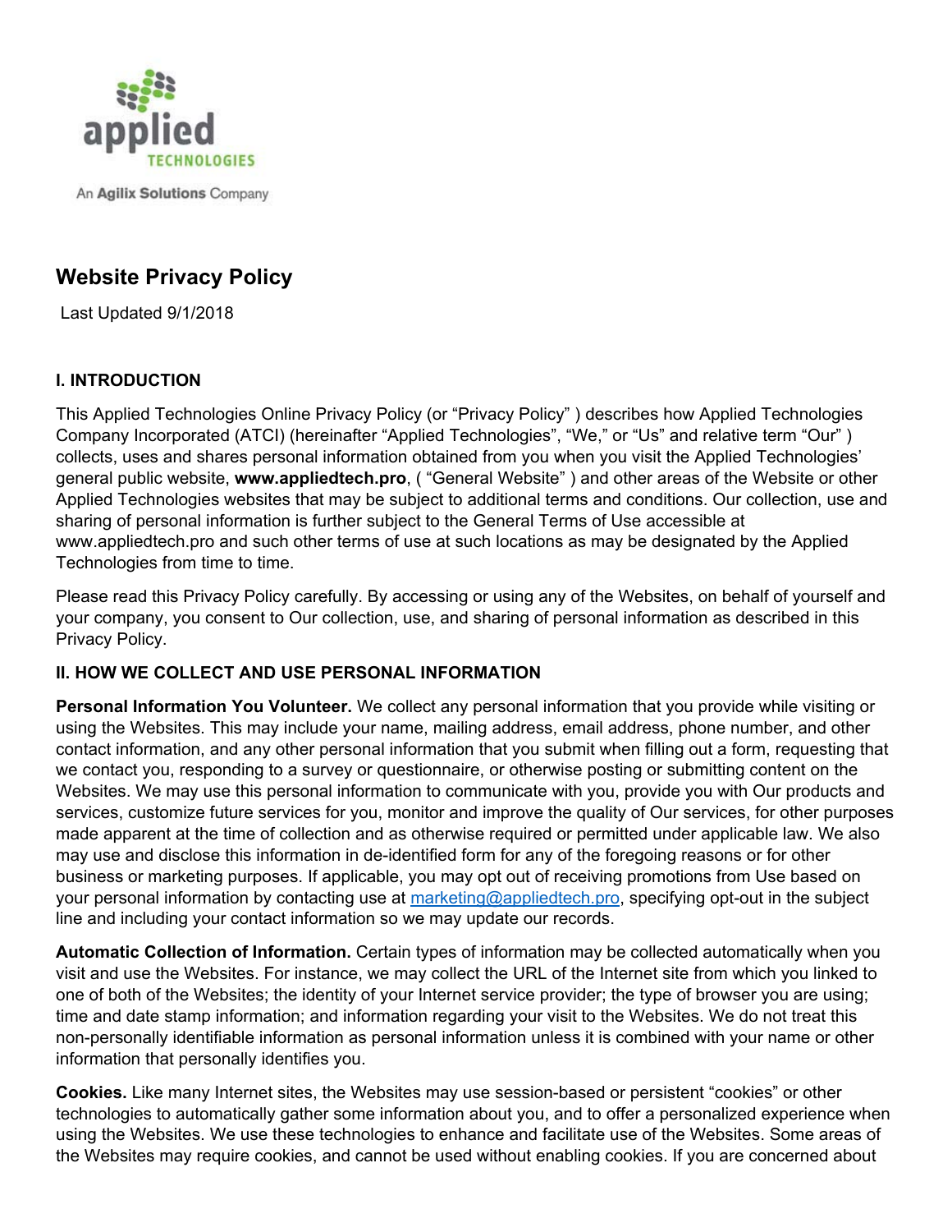applied TECHNOLOGIES

An Agilix Solutions Company

# Website Privacy Policy

Last Updated 9/1/2018

## I. INTRODUCTION

This Applied Technologies Online Privacy Policy (or "Privacy Policy" ) describes how Applied Technologies Company Incorporated (ATCI) (hereinafter "Applied Technologies", "We," or "Us" and relative term "Our" ) collects, uses and shares personal information obtained from you when you visit the Applied Technologies' general public website, **www.appliedtech.pro**, ( "General Website" ) and other areas of the Website or other Applied Technologies websites that may be subject to additional terms and conditions. Our collection, use and sharing of personal information is further subject to the General Terms of Use accessible at www.appliedtech.pro and such other terms of use at such locations as may be designated by the Applied Technologies from time to time.

Please read this Privacy Policy carefully. By accessing or using any of the Websites, on behalf of yourself and your company, you consent to Our collection, use, and sharing of personal information as described in this Privacy Policy.

## II. HOW WE COLLECT AND USE PERSONAL INFORMATION

**Personal Information You Volunteer.** We collect any personal information that you provide while visiting or using the Websites. This may include your name, mailing address, email address, phone number, and other contact information, and any other personal information that you submit when filling out a form, requesting that we contact you, responding to a survey or questionnaire, or otherwise posting or submitting content on the Websites. We may use this personal information to communicate with you, provide you with Our products and services, customize future services for you, monitor and improve the quality of Our services, for other purposes made apparent at the time of collection and as otherwise required or permitted under applicable law. We also may use and disclose this information in de-identified form for any of the foregoing reasons or for other business or marketing purposes. If applicable, you may opt out of receiving promotions from Use based on your personal information by contacting use at marketing@appliedtech.pro, specifying opt-out in the subject line and including your contact information so we may update our records.

**Automatic Collection of Information.** Certain types of information may be collected automatically when you visit and use the Websites. For instance, we may collect the URL of the Internet site from which you linked to one of both of the Websites; the identity of your Internet service provider; the type of browser you are using; time and date stamp information; and information regarding your visit to the Websites. We do not treat this non-personally identifiable information as personal information unless it is combined with your name or other information that personally identifies you.

**Cookies.** Like many Internet sites, the Websites may use session-based or persistent "cookies" or other technologies to automatically gather some information about you, and to offer a personalized experience when using the Websites. We use these technologies to enhance and facilitate use of the Websites. Some areas of the Websites may require cookies, and cannot be used without enabling cookies. If you are concerned about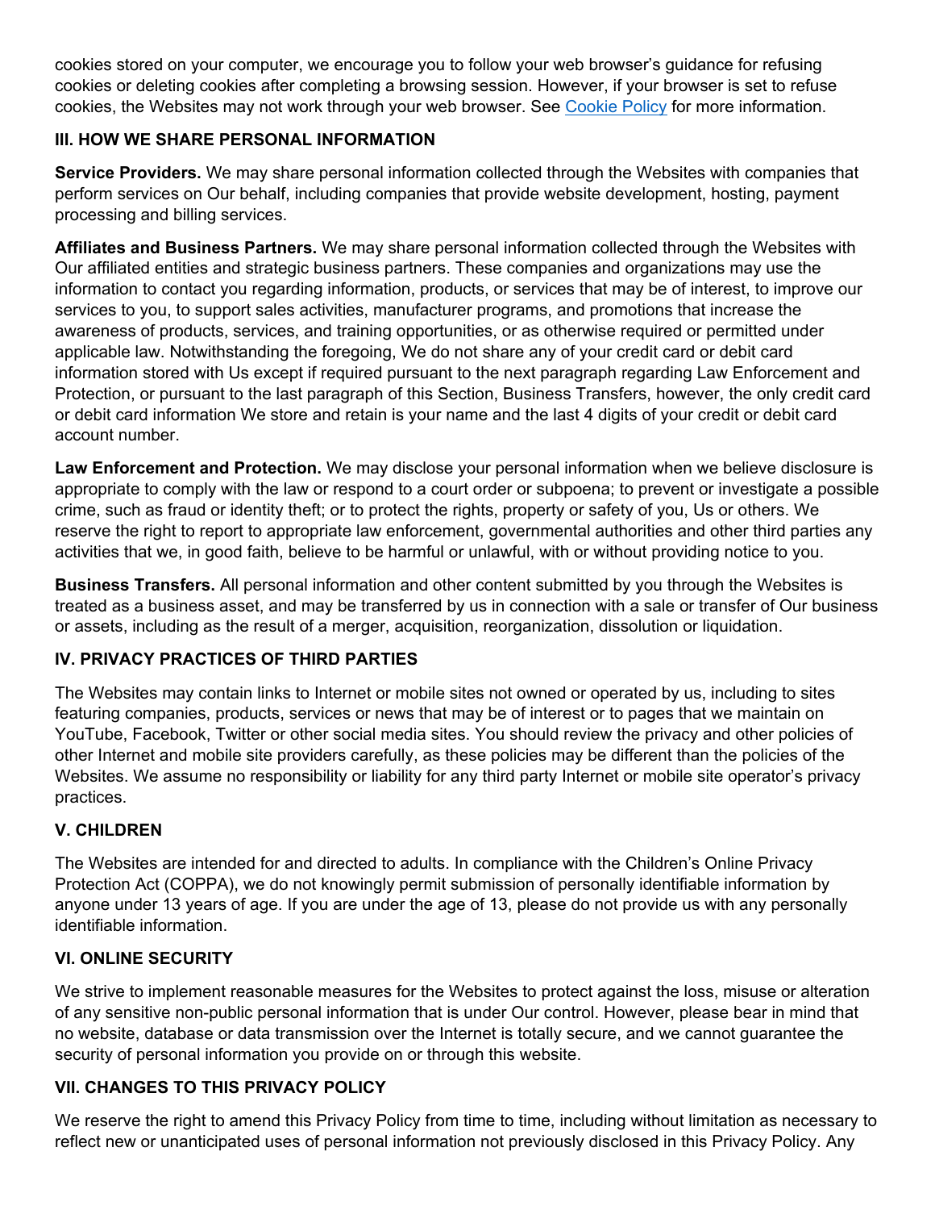cookies stored on your computer, we encourage you to follow your web browser's guidance for refusing cookies or deleting cookies after completing a browsing session. However, if your browser is set to refuse cookies, the Websites may not work through your web browser. See [Cookie Policy] for more information.

### III. HOW WE SHARE PERSONAL INFORMATION

**Service Providers.** We may share personal information collected through the Websites with companies that perform services on Our behalf, including companies that provide website development, hosting, payment processing and billing services.

**Affiliates and Business Partners.** We may share personal information collected through the Websites with Our affiliated entities and strategic business partners. These companies and organizations may use the information to contact you regarding information, products, or services that may be of interest, to improve our services to you, to support sales activities, manufacturer programs, and promotions that increase the awareness of products, services, and training opportunities, or as otherwise required or permitted under applicable law. Notwithstanding the foregoing, We do not share any of your credit card or debit card information stored with Us except if required pursuant to the next paragraph regarding Law Enforcement and Protection, or pursuant to the last paragraph of this Section, Business Transfers, however, the only credit card or debit card information We store and retain is your name and the last 4 digits of your credit or debit card account number.

**Law Enforcement and Protection.** We may disclose your personal information when we believe disclosure is appropriate to comply with the law or respond to a court order or subpoena; to prevent or investigate a possible crime, such as fraud or identity theft; or to protect the rights, property or safety of you, Us or others. We reserve the right to report to appropriate law enforcement, governmental authorities and other third parties any activities that we, in good faith, believe to be harmful or unlawful, with or without providing notice to you.

**Business Transfers.** All personal information and other content submitted by you through the Websites is treated as a business asset, and may be transferred by us in connection with a sale or transfer of Our business or assets, including as the result of a merger, acquisition, reorganization, dissolution or liquidation.

### IV. PRIVACY PRACTICES OF THIRD PARTIES

The Websites may contain links to Internet or mobile sites not owned or operated by us, including to sites featuring companies, products, services or news that may be of interest or to pages that we maintain on YouTube, Facebook, Twitter or other social media sites. You should review the privacy and other policies of other Internet and mobile site providers carefully, as these policies may be different than the policies of the Websites. We assume no responsibility or liability for any third party Internet or mobile site operator's privacy practices.

### V. CHILDREN

The Websites are intended for and directed to adults. In compliance with the Children's Online Privacy Protection Act (COPPA), we do not knowingly permit submission of personally identifiable information by anyone under 13 years of age. If you are under the age of 13, please do not provide us with any personally identifiable information.

### VI. ONLINE SECURITY

We strive to implement reasonable measures for the Websites to protect against the loss, misuse or alteration of any sensitive non-public personal information that is under Our control. However, please bear in mind that no website, database or data transmission over the Internet is totally secure, and we cannot guarantee the security of personal information you provide on or through this website.

### VII. CHANGES TO THIS PRIVACY POLICY

We reserve the right to amend this Privacy Policy from time to time, including without limitation as necessary to reflect new or unanticipated uses of personal information not previously disclosed in this Privacy Policy. Any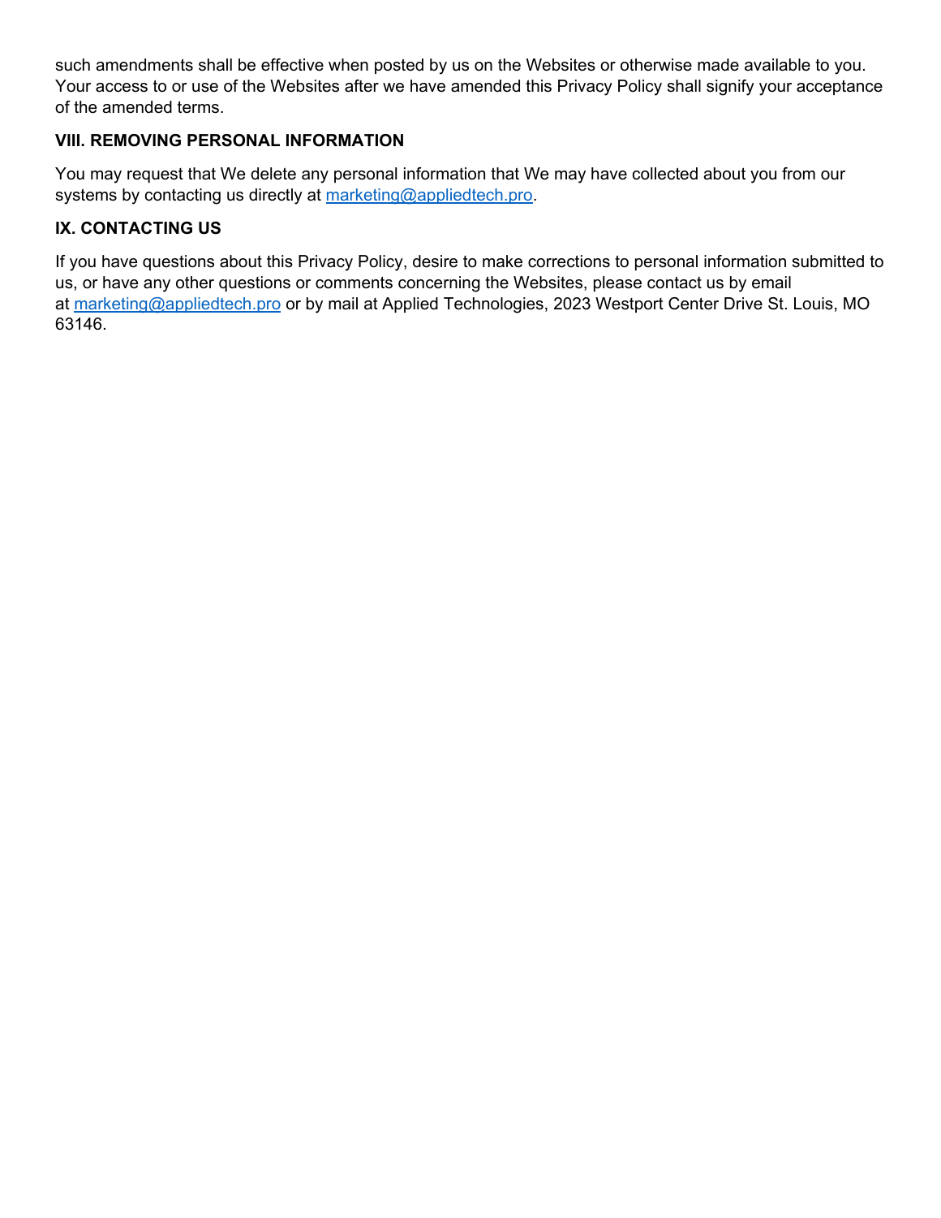such amendments shall be effective when posted by us on the Websites or otherwise made available to you. Your access to or use of the Websites after we have amended this Privacy Policy shall signify your acceptance of the amended terms.

**VIII. REMOVING PERSONAL INFORMATION**

You may request that We delete any personal information that We may have collected about you from our systems by contacting us directly at marketing@appliedtech.pro.

**IX. CONTACTING US**

If you have questions about this Privacy Policy, desire to make corrections to personal information submitted to us, or have any other questions or comments concerning the Websites, please contact us by email at marketing@appliedtech.pro or by mail at Applied Technologies, 2023 Westport Center Drive St. Louis, MO 63146.